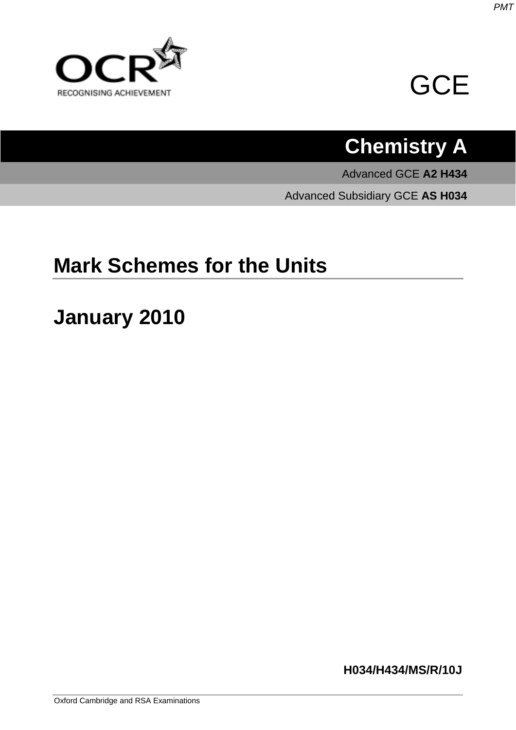OCR

RECOGNISING ACHIEVEMENT

GCE

# Chemistry A

Advanced GCE **A2 H434**

Advanced Subsidiary GCE **AS H034**

## Mark Schemes for the Units

## January 2010

**H034/H434/MS/R/10J**

Oxford Cambridge and RSA Examinations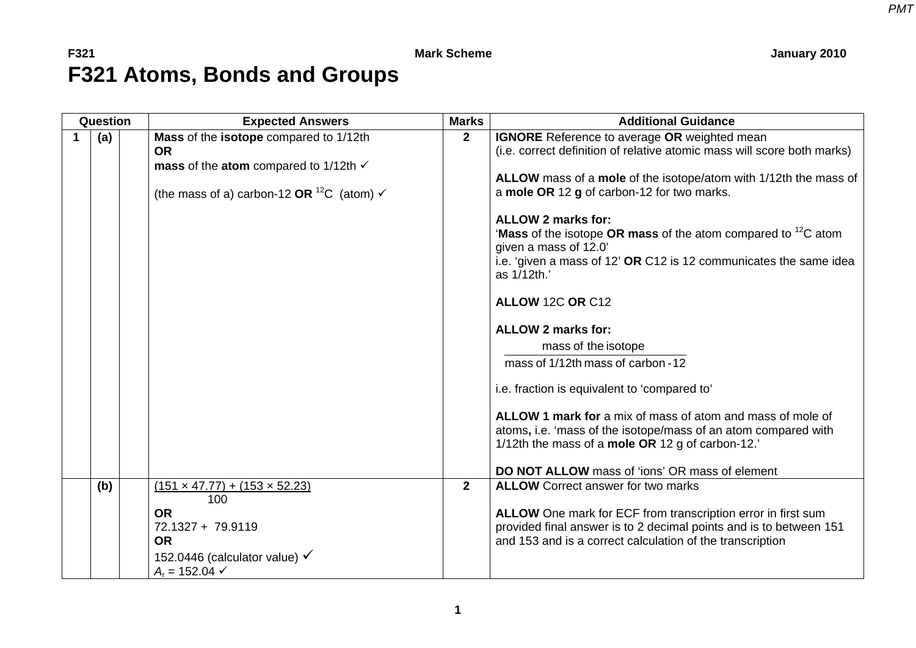# F321 Atoms, Bonds and Groups

| Question | | | Expected Answers | Marks | Additional Guidance |
|---|---|---|---|---|---|
| 1 | (a) | | **Mass** of the **isotope** compared to 1/12th<br>**OR**<br>**mass** of the **atom** compared to 1/12th ✓<br><br>(the mass of a) carbon-12 **OR** $^{12}C$ (atom) ✓ | 2 | **IGNORE** Reference to average **OR** weighted mean<br>(i.e. correct definition of relative atomic mass will score both marks)<br><br>**ALLOW** mass of a **mole** of the isotope/atom with 1/12th the mass of a **mole OR** 12 **g** of carbon-12 for two marks.<br><br>**ALLOW 2 marks for:**<br>'**Mass** of the isotope **OR mass** of the atom compared to $^{12}C$ atom given a mass of 12.0'<br>i.e. 'given a mass of 12' **OR** C12 is 12 communicates the same idea as 1/12th.'<br><br>**ALLOW** 12C **OR** C12<br><br>**ALLOW 2 marks for:**<br>$\frac{\text{mass of the isotope}}{\text{mass of 1/12th mass of carbon-12}}$<br><br>i.e. fraction is equivalent to 'compared to'<br><br>**ALLOW 1 mark for** a mix of mass of atom and mass of mole of atoms**,** i.e. 'mass of the isotope/mass of an atom compared with 1/12th the mass of a **mole OR** 12 g of carbon-12.'<br><br>**DO NOT ALLOW** mass of 'ions' OR mass of element |
| | (b) | | $\frac{(151 \times 47.77) + (153 \times 52.23)}{100}$<br>**OR**<br>72.1327 + 79.9119<br>**OR**<br>152.0446 (calculator value) ✓<br>$A_r$ = 152.04 ✓ | 2 | **ALLOW** Correct answer for two marks<br><br>**ALLOW** One mark for ECF from transcription error in first sum provided final answer is to 2 decimal points and is to between 151 and 153 and is a correct calculation of the transcription |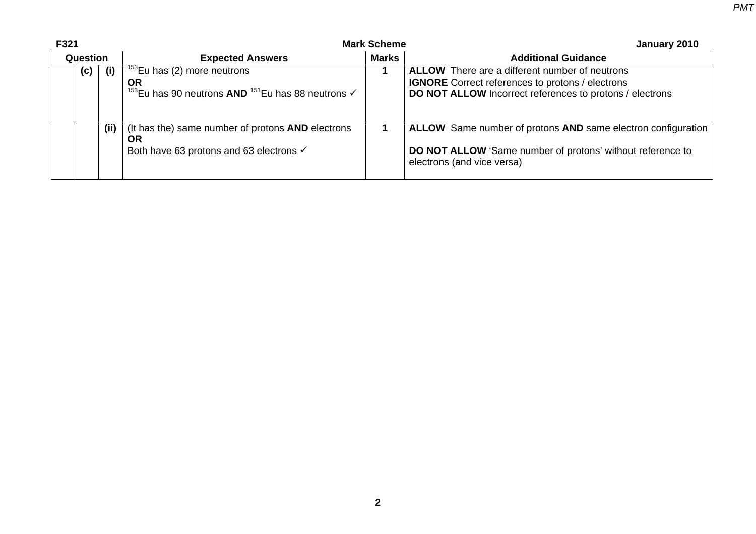| Question | | | Expected Answers | Marks | Additional Guidance |
|---|---|---|---|---|---|
| | (c) | (i) | $^{153}$Eu has (2) more neutrons<br>**OR**<br>$^{153}$Eu has 90 neutrons **AND** $^{151}$Eu has 88 neutrons ✓ | 1 | **ALLOW** There are a different number of neutrons<br>**IGNORE** Correct references to protons / electrons<br>**DO NOT ALLOW** Incorrect references to protons / electrons |
| | | (ii) | (It has the) same number of protons **AND** electrons<br>**OR**<br>Both have 63 protons and 63 electrons ✓ | 1 | **ALLOW** Same number of protons **AND** same electron configuration<br><br>**DO NOT ALLOW** 'Same number of protons' without reference to electrons (and vice versa) |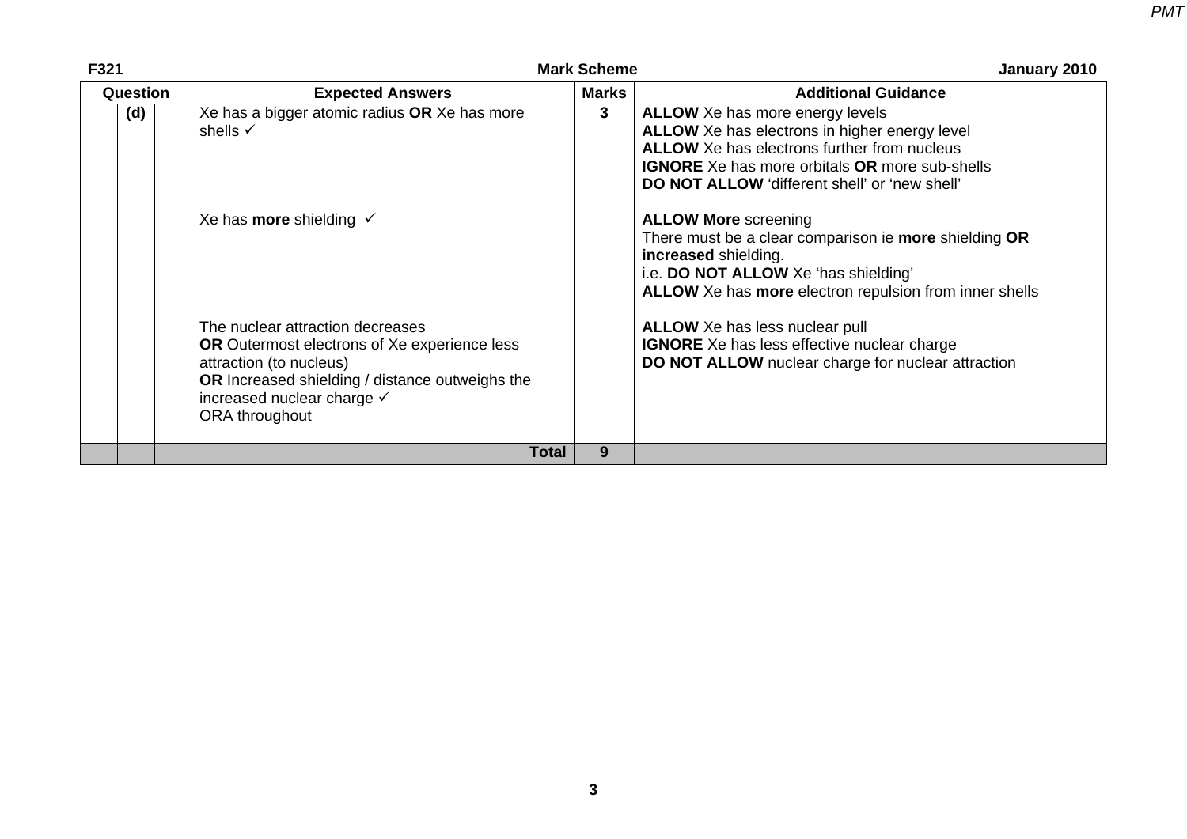| Question | | | Expected Answers | Marks | Additional Guidance |
|---|---|---|---|---|---|
| | (d) | | Xe has a bigger atomic radius **OR** Xe has more shells ✓<br><br>Xe has **more** shielding ✓<br><br>The nuclear attraction decreases<br>**OR** Outermost electrons of Xe experience less attraction (to nucleus)<br>**OR** Increased shielding / distance outweighs the increased nuclear charge ✓<br>ORA throughout | 3 | **ALLOW** Xe has more energy levels<br>**ALLOW** Xe has electrons in higher energy level<br>**ALLOW** Xe has electrons further from nucleus<br>**IGNORE** Xe has more orbitals **OR** more sub-shells<br>**DO NOT ALLOW** 'different shell' or 'new shell'<br><br>**ALLOW More** screening<br>There must be a clear comparison ie **more** shielding **OR increased** shielding.<br>i.e. **DO NOT ALLOW** Xe 'has shielding'<br>**ALLOW** Xe has **more** electron repulsion from inner shells<br><br>**ALLOW** Xe has less nuclear pull<br>**IGNORE** Xe has less effective nuclear charge<br>**DO NOT ALLOW** nuclear charge for nuclear attraction |
| | | | **Total** | **9** | |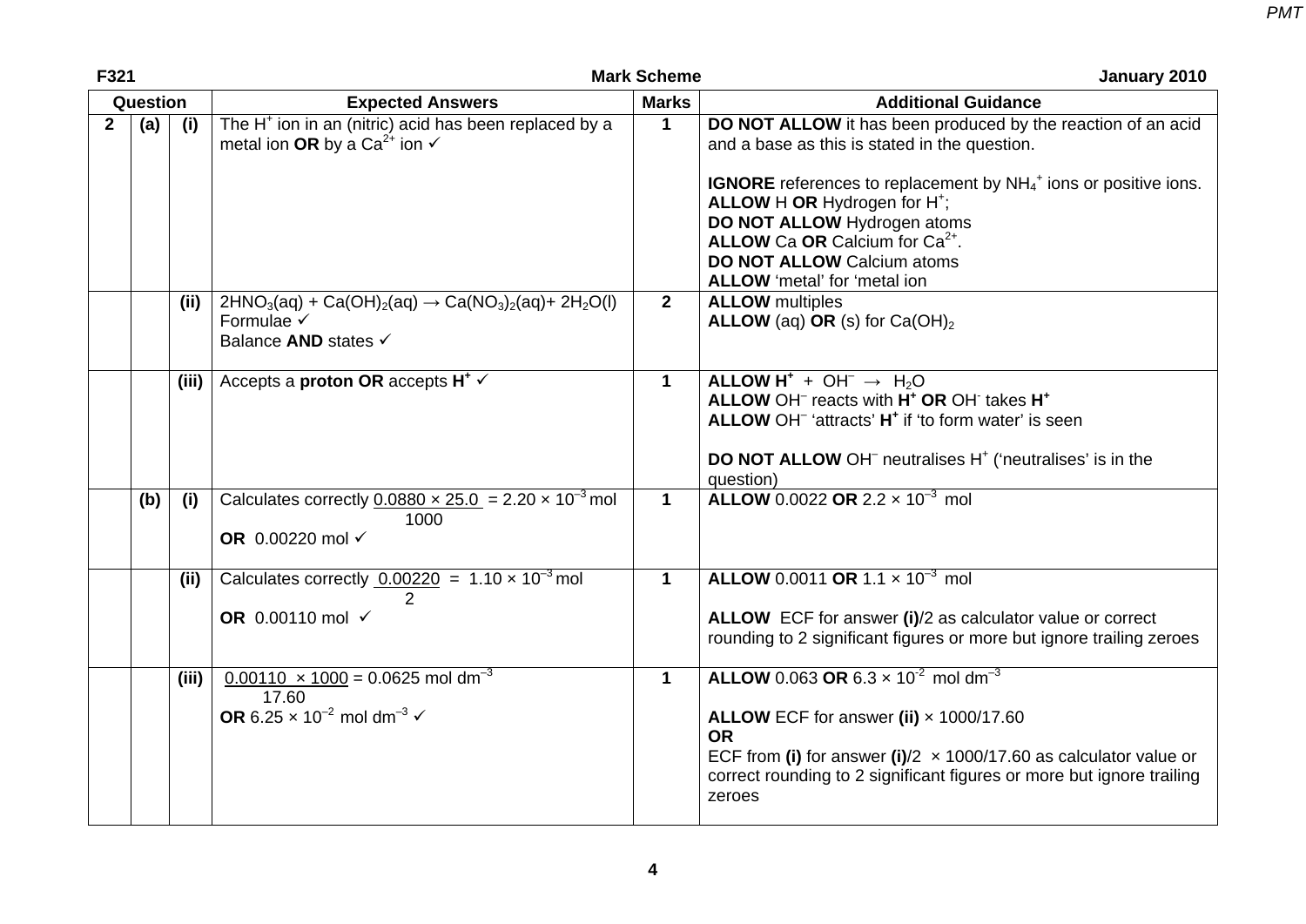| Question | | | Expected Answers | Marks | Additional Guidance |
|---|---|---|---|---|---|
| 2 | (a) | (i) | The $H^+$ ion in an (nitric) acid has been replaced by a metal ion **OR** by a $Ca^{2+}$ ion ✓ | 1 | **DO NOT ALLOW** it has been produced by the reaction of an acid and a base as this is stated in the question.<br><br>**IGNORE** references to replacement by $NH_4^+$ ions or positive ions.<br>**ALLOW** H **OR** Hydrogen for $H^+$;<br>**DO NOT ALLOW** Hydrogen atoms<br>**ALLOW** Ca **OR** Calcium for $Ca^{2+}$.<br>**DO NOT ALLOW** Calcium atoms<br>**ALLOW** 'metal' for 'metal ion |
| | | (ii) | $2HNO_3(aq) + Ca(OH)_2(aq) \rightarrow Ca(NO_3)_2(aq) + 2H_2O(l)$<br>Formulae ✓<br>Balance **AND** states ✓ | 2 | **ALLOW** multiples<br>**ALLOW** (aq) **OR** (s) for $Ca(OH)_2$ |
| | | (iii) | Accepts a **proton OR** accepts **$H^+$** ✓ | 1 | **ALLOW $H^+$** + $OH^-$ → $H_2O$<br>**ALLOW** $OH^-$ reacts with **$H^+$ OR** $OH^-$ takes **$H^+$**<br>**ALLOW** $OH^-$ 'attracts' **$H^+$** if 'to form water' is seen<br><br>**DO NOT ALLOW** $OH^-$ neutralises $H^+$ ('neutralises' is in the question) |
| | (b) | (i) | Calculates correctly $\frac{0.0880 \times 25.0}{1000} = 2.20 \times 10^{-3}$ mol<br>**OR** 0.00220 mol ✓ | 1 | **ALLOW** 0.0022 **OR** $2.2 \times 10^{-3}$ mol |
| | | (ii) | Calculates correctly $\frac{0.00220}{2} = 1.10 \times 10^{-3}$ mol<br>**OR** 0.00110 mol ✓ | 1 | **ALLOW** 0.0011 **OR** $1.1 \times 10^{-3}$ mol<br><br>**ALLOW** ECF for answer **(i)**/2 as calculator value or correct rounding to 2 significant figures or more but ignore trailing zeroes |
| | | (iii) | $\frac{0.00110 \times 1000}{17.60} = 0.0625$ mol $dm^{-3}$<br>**OR** $6.25 \times 10^{-2}$ mol $dm^{-3}$ ✓ | 1 | **ALLOW** 0.063 **OR** $6.3 \times 10^{-2}$ mol $dm^{-3}$<br><br>**ALLOW** ECF for answer **(ii)** × 1000/17.60<br>**OR**<br>ECF from **(i)** for answer **(i)**/2 × 1000/17.60 as calculator value or correct rounding to 2 significant figures or more but ignore trailing zeroes |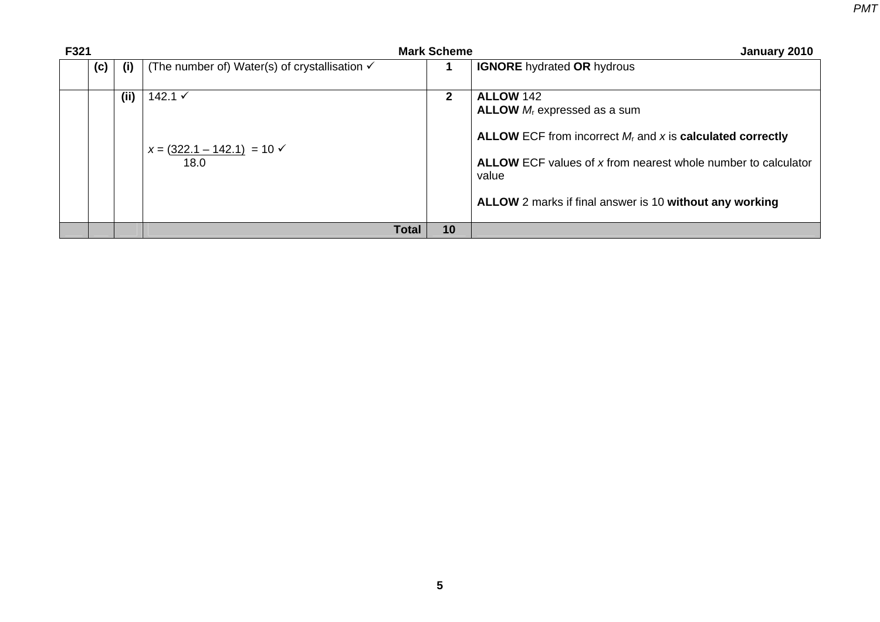| | | | | | |
|---|---|---|---|---|---|
| | (c) | (i) | (The number of) Water(s) of crystallisation ✓ | 1 | **IGNORE** hydrated **OR** hydrous |
| | | (ii) | 142.1 ✓<br><br>$x = \frac{(322.1 - 142.1)}{18.0} = 10$ ✓ | 2 | **ALLOW** 142<br>**ALLOW** $M_r$ expressed as a sum<br><br>**ALLOW** ECF from incorrect $M_r$ and $x$ is **calculated correctly**<br><br>**ALLOW** ECF values of $x$ from nearest whole number to calculator value<br><br>**ALLOW** 2 marks if final answer is 10 **without any working** |
| | | | **Total** | **10** | |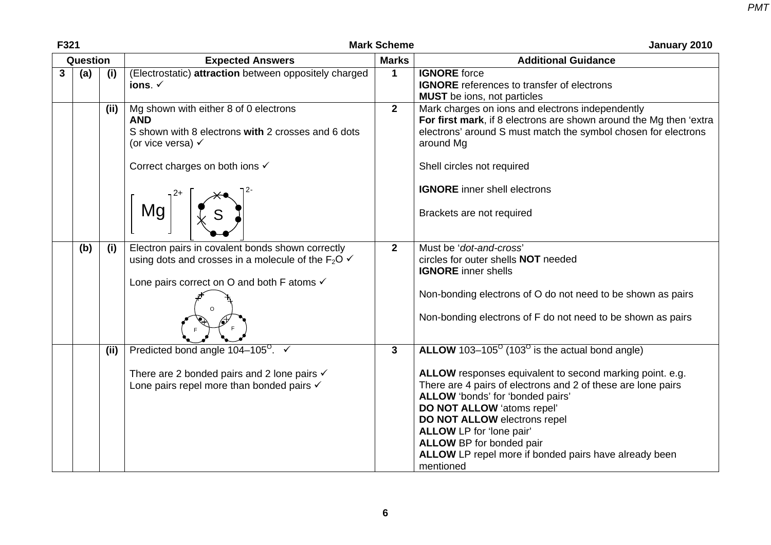| Question | | | Expected Answers | Marks | Additional Guidance |
|---|---|---|---|---|---|
| 3 | (a) | (i) | (Electrostatic) **attraction** between oppositely charged **ions**. ✓ | 1 | **IGNORE** force<br>**IGNORE** references to transfer of electrons<br>**MUST** be ions, not particles |
| | | (ii) | Mg shown with either 8 of 0 electrons<br>**AND**<br>S shown with 8 electrons **with** 2 crosses and 6 dots (or vice versa) ✓<br><br>Correct charges on both ions ✓<br><br>$[Mg]^{2+}$ $[S]^{2-}$ | 2 | Mark charges on ions and electrons independently<br>**For first mark**, if 8 electrons are shown around the Mg then 'extra electrons' around S must match the symbol chosen for electrons around Mg<br><br>Shell circles not required<br><br>**IGNORE** inner shell electrons<br><br>Brackets are not required |
| | (b) | (i) | Electron pairs in covalent bonds shown correctly using dots and crosses in a molecule of the $F_2O$ ✓<br><br>Lone pairs correct on O and both F atoms ✓ | 2 | Must be '*dot-and-cross*'<br>circles for outer shells **NOT** needed<br>**IGNORE** inner shells<br><br>Non-bonding electrons of O do not need to be shown as pairs<br><br>Non-bonding electrons of F do not need to be shown as pairs |
| | | (ii) | Predicted bond angle 104–105$^{O}$. ✓<br><br>There are 2 bonded pairs and 2 lone pairs ✓<br>Lone pairs repel more than bonded pairs ✓ | 3 | **ALLOW** 103–105$^{O}$ (103$^{O}$ is the actual bond angle)<br><br>**ALLOW** responses equivalent to second marking point. e.g. There are 4 pairs of electrons and 2 of these are lone pairs<br>**ALLOW** 'bonds' for 'bonded pairs'<br>**DO NOT ALLOW** 'atoms repel'<br>**DO NOT ALLOW** electrons repel<br>**ALLOW** LP for 'lone pair'<br>**ALLOW** BP for bonded pair<br>**ALLOW** LP repel more if bonded pairs have already been mentioned |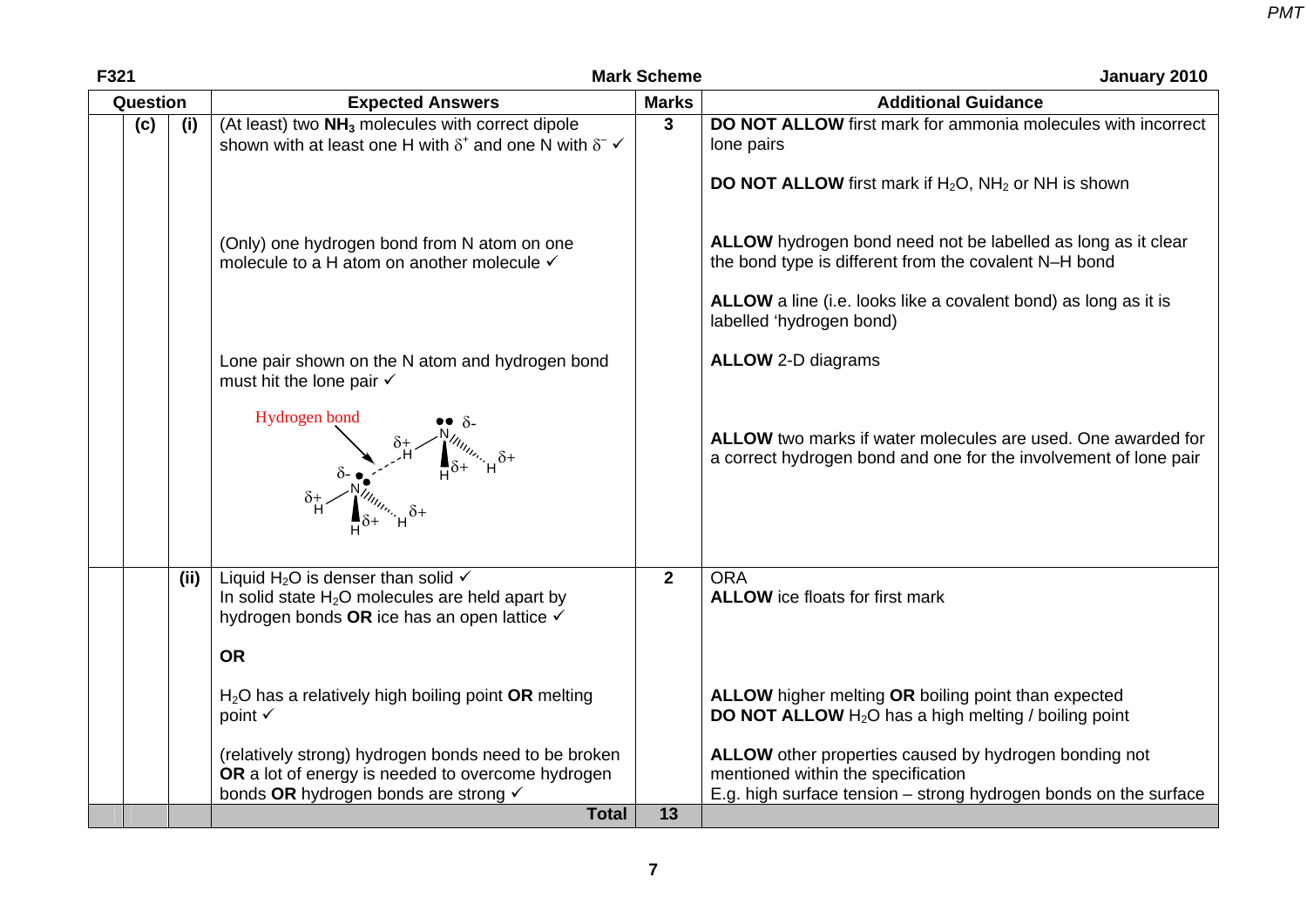| Question | | Expected Answers | Marks | Additional Guidance |
|---|---|---|---|---|
| (c) | (i) | (At least) two $NH_3$ molecules with correct dipole shown with at least one H with $\delta^+$ and one N with $\delta^-$ ✓<br><br>(Only) one hydrogen bond from N atom on one molecule to a H atom on another molecule ✓<br><br>Lone pair shown on the N atom and hydrogen bond must hit the lone pair ✓<br><br>Hydrogen bond | 3 | **DO NOT ALLOW** first mark for ammonia molecules with incorrect lone pairs<br><br>**DO NOT ALLOW** first mark if $H_2O$, $NH_2$ or NH is shown<br><br>**ALLOW** hydrogen bond need not be labelled as long as it clear the bond type is different from the covalent N–H bond<br><br>**ALLOW** a line (i.e. looks like a covalent bond) as long as it is labelled 'hydrogen bond)<br><br>**ALLOW** 2-D diagrams<br><br>**ALLOW** two marks if water molecules are used. One awarded for a correct hydrogen bond and one for the involvement of lone pair |
| | (ii) | Liquid $H_2O$ is denser than solid ✓<br>In solid state $H_2O$ molecules are held apart by hydrogen bonds **OR** ice has an open lattice ✓<br><br>**OR**<br><br>$H_2O$ has a relatively high boiling point **OR** melting point ✓<br><br>(relatively strong) hydrogen bonds need to be broken **OR** a lot of energy is needed to overcome hydrogen bonds **OR** hydrogen bonds are strong ✓ | 2 | ORA<br>**ALLOW** ice floats for first mark<br><br>**ALLOW** higher melting **OR** boiling point than expected<br>**DO NOT ALLOW** $H_2O$ has a high melting / boiling point<br><br>**ALLOW** other properties caused by hydrogen bonding not mentioned within the specification<br>E.g. high surface tension – strong hydrogen bonds on the surface |
| | | **Total** | **13** | |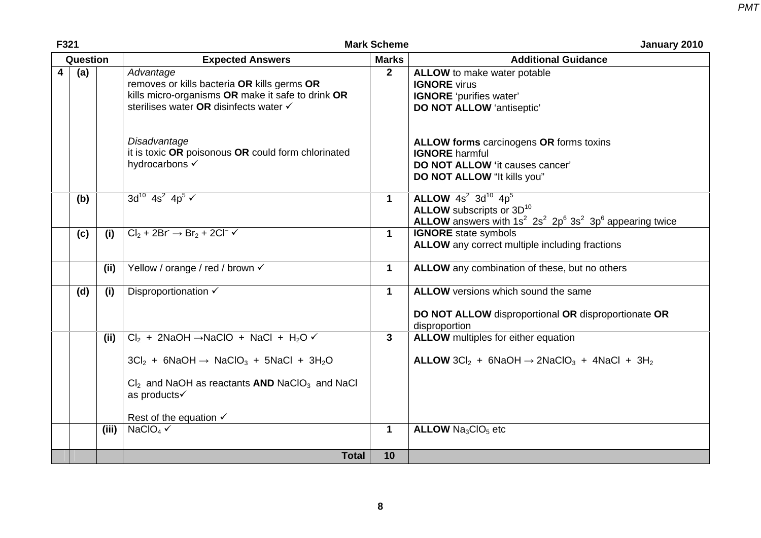| Question | | | Expected Answers | Marks | Additional Guidance |
|---|---|---|---|---|---|
| 4 | (a) | | *Advantage*<br>removes or kills bacteria **OR** kills germs **OR** kills micro-organisms **OR** make it safe to drink **OR** sterilises water **OR** disinfects water ✓<br><br>*Disadvantage*<br>it is toxic **OR** poisonous **OR** could form chlorinated hydrocarbons ✓ | 2 | **ALLOW** to make water potable<br>**IGNORE** virus<br>**IGNORE** 'purifies water'<br>**DO NOT ALLOW** 'antiseptic'<br><br>**ALLOW forms** carcinogens **OR** forms toxins<br>**IGNORE** harmful<br>**DO NOT ALLOW** 'it causes cancer'<br>**DO NOT ALLOW** "It kills you" |
| | (b) | | $3d^{10}$ $4s^2$ $4p^5$ ✓ | 1 | **ALLOW** $4s^2$ $3d^{10}$ $4p^5$<br>**ALLOW** subscripts or $3D^{10}$<br>**ALLOW** answers with $1s^2$ $2s^2$ $2p^6$ $3s^2$ $3p^6$ appearing twice |
| | (c) | (i) | $Cl_2 + 2Br^- \rightarrow Br_2 + 2Cl^-$ ✓ | 1 | **IGNORE** state symbols<br>**ALLOW** any correct multiple including fractions |
| | | (ii) | Yellow / orange / red / brown ✓ | 1 | **ALLOW** any combination of these, but no others |
| | (d) | (i) | Disproportionation ✓ | 1 | **ALLOW** versions which sound the same<br><br>**DO NOT ALLOW** disproportional **OR** disproportionate **OR** disproportion |
| | | (ii) | $Cl_2 + 2NaOH \rightarrow NaClO + NaCl + H_2O$ ✓<br><br>$3Cl_2 + 6NaOH \rightarrow NaClO_3 + 5NaCl + 3H_2O$<br><br>$Cl_2$ and NaOH as reactants **AND** $NaClO_3$ and NaCl as products✓<br><br>Rest of the equation ✓ | 3 | **ALLOW** multiples for either equation<br><br>**ALLOW** $3Cl_2 + 6NaOH \rightarrow 2NaClO_3 + 4NaCl + 3H_2$ |
| | | (iii) | $NaClO_4$ ✓ | 1 | **ALLOW** $Na_3ClO_5$ etc |
| | | | **Total** | **10** | |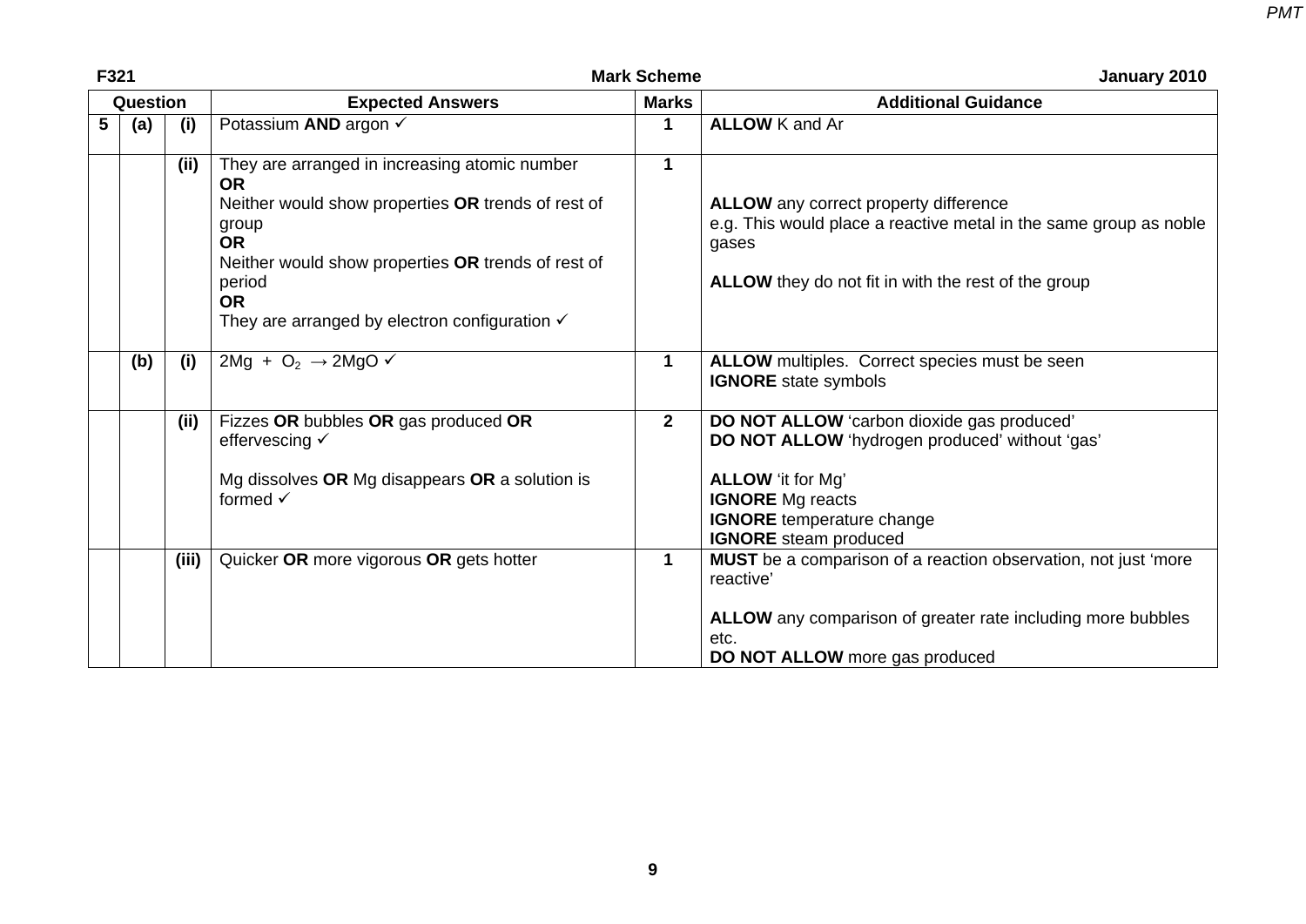| Question | | | Expected Answers | Marks | Additional Guidance |
|---|---|---|---|---|---|
| 5 | (a) | (i) | Potassium **AND** argon ✓ | 1 | **ALLOW** K and Ar |
| | | (ii) | They are arranged in increasing atomic number<br>**OR**<br>Neither would show properties **OR** trends of rest of group<br>**OR**<br>Neither would show properties **OR** trends of rest of period<br>**OR**<br>They are arranged by electron configuration ✓ | 1 | **ALLOW** any correct property difference<br>e.g. This would place a reactive metal in the same group as noble gases<br><br>**ALLOW** they do not fit in with the rest of the group |
| | (b) | (i) | $2Mg + O_2 \rightarrow 2MgO$ ✓ | 1 | **ALLOW** multiples. Correct species must be seen<br>**IGNORE** state symbols |
| | | (ii) | Fizzes **OR** bubbles **OR** gas produced **OR** effervescing ✓<br><br>Mg dissolves **OR** Mg disappears **OR** a solution is formed ✓ | 2 | **DO NOT ALLOW** 'carbon dioxide gas produced'<br>**DO NOT ALLOW** 'hydrogen produced' without 'gas'<br><br>**ALLOW** 'it for Mg'<br>**IGNORE** Mg reacts<br>**IGNORE** temperature change<br>**IGNORE** steam produced |
| | | (iii) | Quicker **OR** more vigorous **OR** gets hotter | 1 | **MUST** be a comparison of a reaction observation, not just 'more reactive'<br><br>**ALLOW** any comparison of greater rate including more bubbles etc.<br>**DO NOT ALLOW** more gas produced |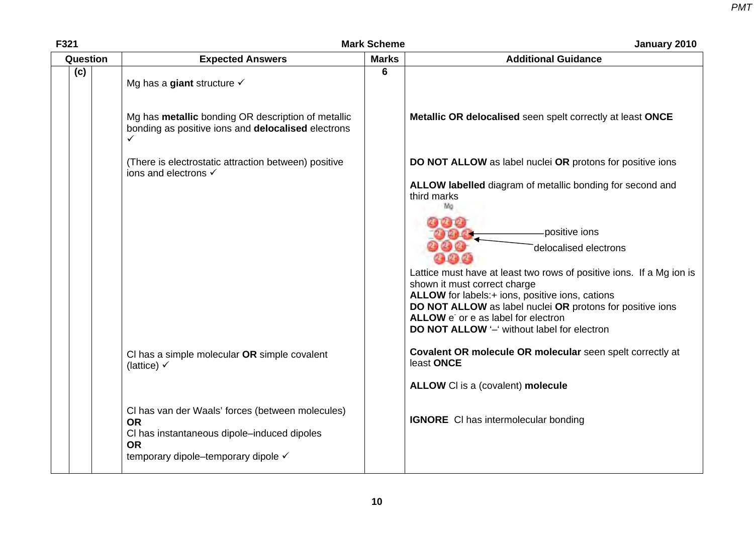| Question | | | Expected Answers | Marks | Additional Guidance |
|---|---|---|---|---|---|
| | (c) | | Mg has a **giant** structure ✓ | 6 | |
| | | | Mg has **metallic** bonding OR description of metallic bonding as positive ions and **delocalised** electrons ✓ | | **Metallic OR delocalised** seen spelt correctly at least **ONCE** |
| | | | (There is electrostatic attraction between) positive ions and electrons ✓ | | **DO NOT ALLOW** as label nuclei **OR** protons for positive ions<br><br>**ALLOW labelled** diagram of metallic bonding for second and third marks<br><br>Mg<br>positive ions<br>delocalised electrons<br><br>Lattice must have at least two rows of positive ions. If a Mg ion is shown it must correct charge<br>**ALLOW** for labels:+ ions, positive ions, cations<br>**DO NOT ALLOW** as label nuclei **OR** protons for positive ions<br>**ALLOW** $e^-$ or e as label for electron<br>**DO NOT ALLOW** '–' without label for electron |
| | | | Cl has a simple molecular **OR** simple covalent (lattice) ✓ | | **Covalent OR molecule OR molecular** seen spelt correctly at least **ONCE**<br><br>**ALLOW** Cl is a (covalent) **molecule** |
| | | | Cl has van der Waals' forces (between molecules)<br>**OR**<br>Cl has instantaneous dipole–induced dipoles<br>**OR**<br>temporary dipole–temporary dipole ✓ | | **IGNORE** Cl has intermolecular bonding |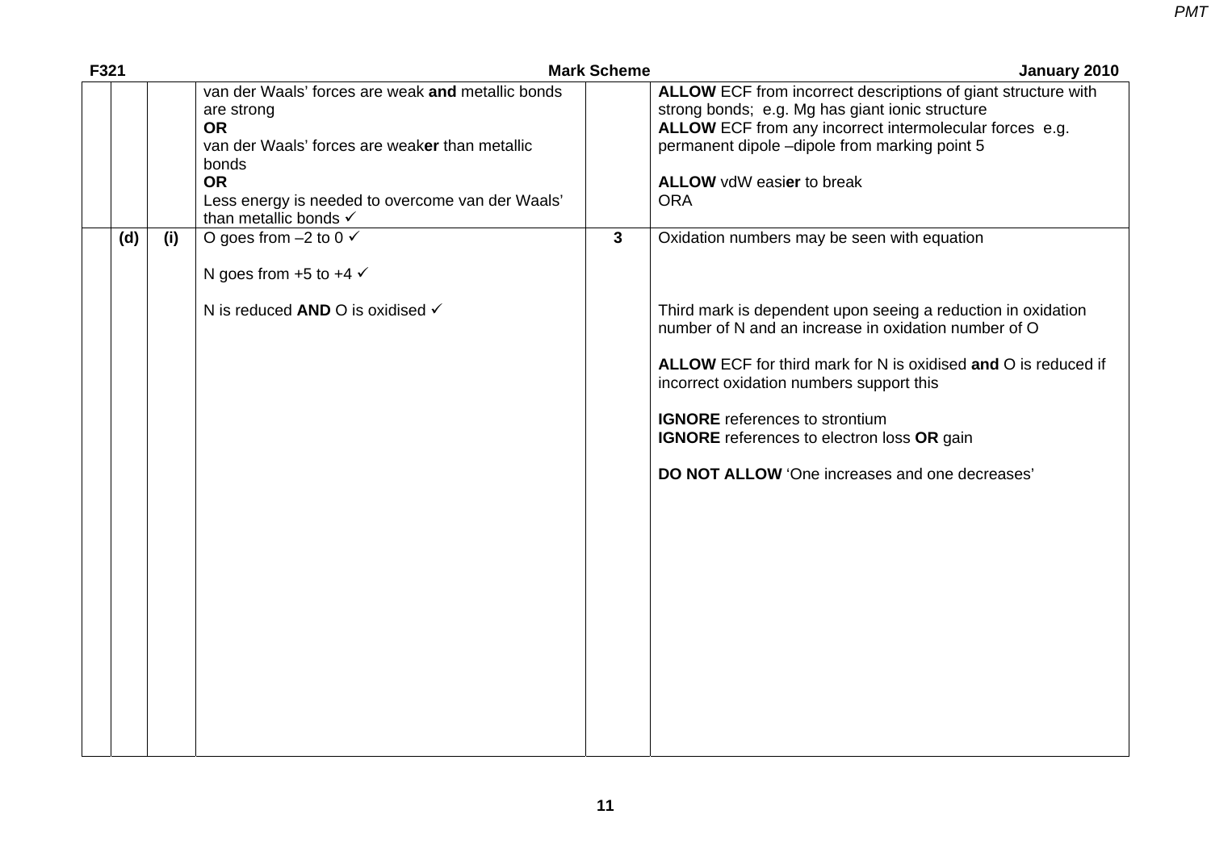| | | | | | |
|---|---|---|---|---|---|
| | | | van der Waals' forces are weak **and** metallic bonds are strong<br>**OR**<br>van der Waals' forces are weak**er** than metallic bonds<br>**OR**<br>Less energy is needed to overcome van der Waals' than metallic bonds ✓ | | **ALLOW** ECF from incorrect descriptions of giant structure with strong bonds; e.g. Mg has giant ionic structure<br>**ALLOW** ECF from any incorrect intermolecular forces e.g. permanent dipole –dipole from marking point 5<br><br>**ALLOW** vdW easi**er** to break<br>ORA |
| | **(d)** | **(i)** | O goes from –2 to 0 ✓<br><br>N goes from +5 to +4 ✓<br><br>N is reduced **AND** O is oxidised ✓ | **3** | Oxidation numbers may be seen with equation<br><br>Third mark is dependent upon seeing a reduction in oxidation number of N and an increase in oxidation number of O<br><br>**ALLOW** ECF for third mark for N is oxidised **and** O is reduced if incorrect oxidation numbers support this<br><br>**IGNORE** references to strontium<br>**IGNORE** references to electron loss **OR** gain<br><br>**DO NOT ALLOW** 'One increases and one decreases' |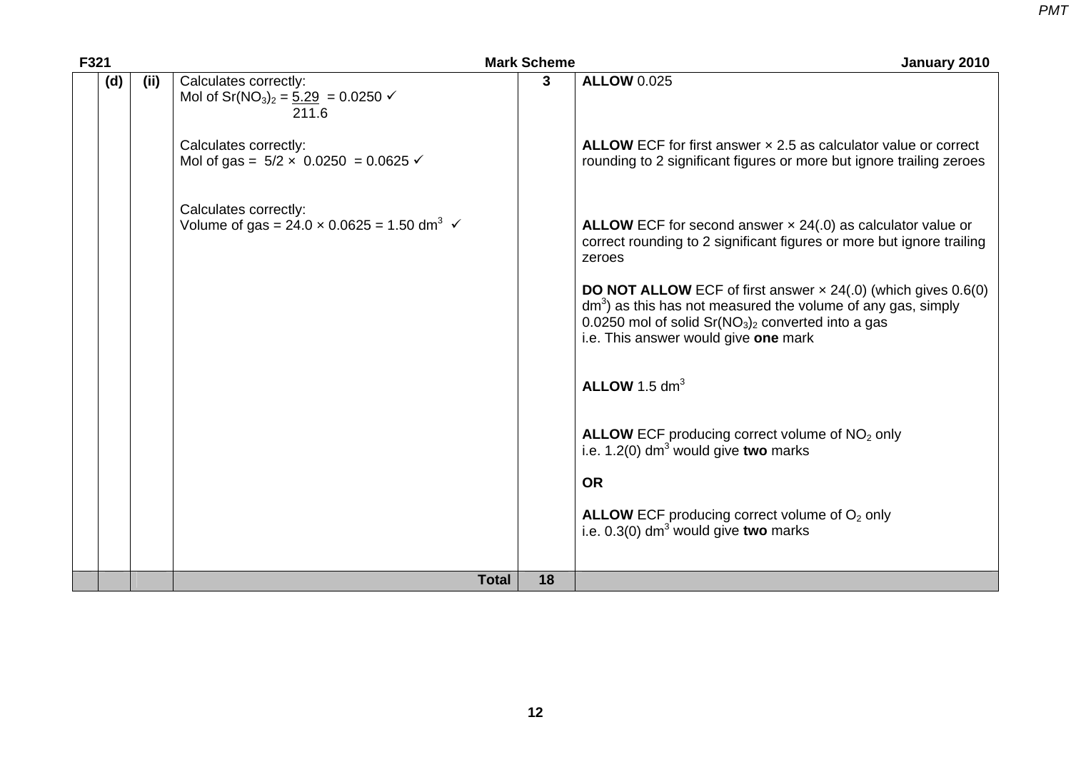| | | | | Marks | |
|---|---|---|---|---|---|
| | (d) | (ii) | Calculates correctly:<br>Mol of $Sr(NO_3)_2 = \frac{5.29}{211.6} = 0.0250$ ✓<br><br>Calculates correctly:<br>Mol of gas = $5/2 \times 0.0250 = 0.0625$ ✓<br><br>Calculates correctly:<br>Volume of gas = $24.0 \times 0.0625 = 1.50\ dm^3$ ✓ | 3 | **ALLOW** 0.025<br><br>**ALLOW** ECF for first answer × 2.5 as calculator value or correct rounding to 2 significant figures or more but ignore trailing zeroes<br><br>**ALLOW** ECF for second answer × 24(.0) as calculator value or correct rounding to 2 significant figures or more but ignore trailing zeroes<br><br>**DO NOT ALLOW** ECF of first answer × 24(.0) (which gives 0.6(0) $dm^3$) as this has not measured the volume of any gas, simply 0.0250 mol of solid $Sr(NO_3)_2$ converted into a gas<br>i.e. This answer would give **one** mark<br><br>**ALLOW** 1.5 $dm^3$<br><br>**ALLOW** ECF producing correct volume of $NO_2$ only<br>i.e. 1.2(0) $dm^3$ would give **two** marks<br><br>**OR**<br><br>**ALLOW** ECF producing correct volume of $O_2$ only<br>i.e. 0.3(0) $dm^3$ would give **two** marks |
| | | | **Total** | **18** | |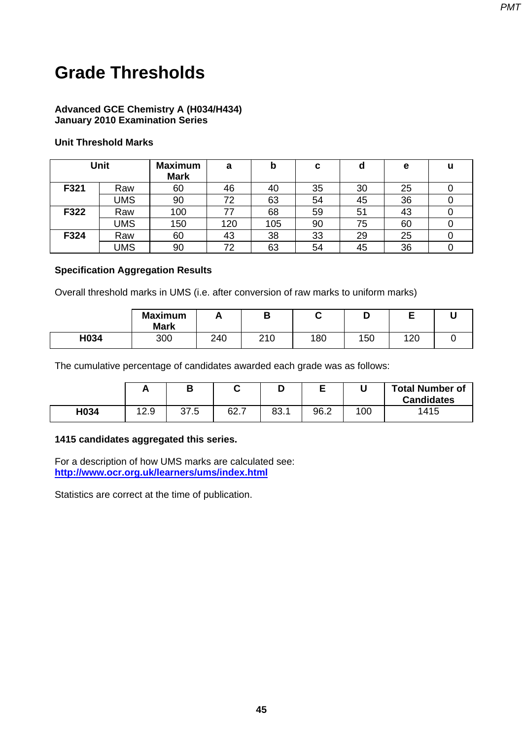# Grade Thresholds

**Advanced GCE Chemistry A (H034/H434)**
**January 2010 Examination Series**

**Unit Threshold Marks**

| Unit | | Maximum Mark | a | b | c | d | e | u |
|---|---|---|---|---|---|---|---|---|
| **F321** | Raw | 60 | 46 | 40 | 35 | 30 | 25 | 0 |
| | UMS | 90 | 72 | 63 | 54 | 45 | 36 | 0 |
| **F322** | Raw | 100 | 77 | 68 | 59 | 51 | 43 | 0 |
| | UMS | 150 | 120 | 105 | 90 | 75 | 60 | 0 |
| **F324** | Raw | 60 | 43 | 38 | 33 | 29 | 25 | 0 |
| | UMS | 90 | 72 | 63 | 54 | 45 | 36 | 0 |

**Specification Aggregation Results**

Overall threshold marks in UMS (i.e. after conversion of raw marks to uniform marks)

| | Maximum Mark | A | B | C | D | E | U |
|---|---|---|---|---|---|---|---|
| **H034** | 300 | 240 | 210 | 180 | 150 | 120 | 0 |

The cumulative percentage of candidates awarded each grade was as follows:

| | A | B | C | D | E | U | Total Number of Candidates |
|---|---|---|---|---|---|---|---|
| **H034** | 12.9 | 37.5 | 62.7 | 83.1 | 96.2 | 100 | 1415 |

**1415 candidates aggregated this series.**

For a description of how UMS marks are calculated see:
**http://www.ocr.org.uk/learners/ums/index.html**

Statistics are correct at the time of publication.